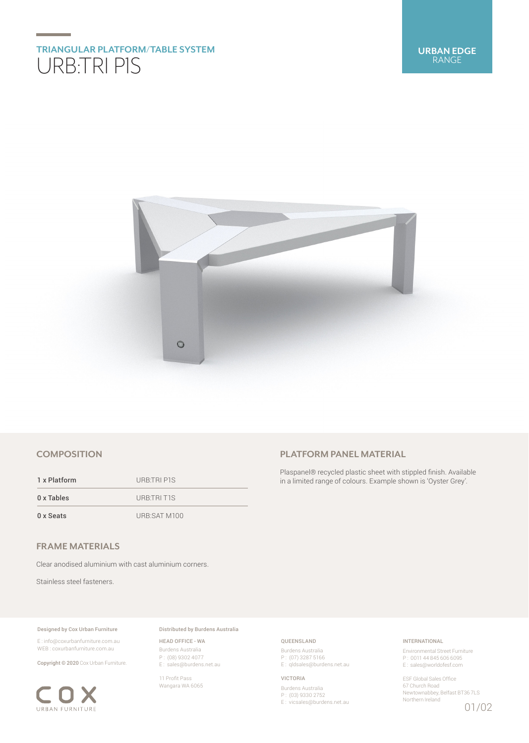## TRIANGULAR PLATFORM/TABLE SYSTEM

# URB:TRI P1S

**URBAN EDGE** RANGE

## COMPOSITION

| | |
|---|---|
| 1 x Platform | URB:TRI P1S |
| 0 x Tables | URB:TRI T1S |
| 0 x Seats | URB:SAT M100 |

## FRAME MATERIALS

Clear anodised aluminium with cast aluminium corners.

Stainless steel fasteners.

## PLATFORM PANEL MATERIAL

Plaspanel® recycled plastic sheet with stippled finish. Available in a limited range of colours. Example shown is 'Oyster Grey'.

**Designed by Cox Urban Furniture**

E : info@coxurbanfurniture.com.au
WEB : coxurbanfurniture.com.au

**Copyright © 2020** Cox Urban Furniture.

COX URBAN FURNITURE

**Distributed by Burdens Australia**

HEAD OFFICE - WA
Burdens Australia
P : (08) 9302 4077
E : sales@burdens.net.au

11 Profit Pass
Wangara WA 6065

QUEENSLAND
Burdens Australia
P : (07) 3287 5166
E : qldsales@burdens.net.au

VICTORIA
Burdens Australia
P : (03) 9330 2752
E : vicsales@burdens.net.au

INTERNATIONAL
Environmental Street Furniture
P : 0011 44 845 606 6095
E : sales@worldofesf.com

ESF Global Sales Office
67 Church Road
Newtownabbey, Belfast BT36 7LS
Northern Ireland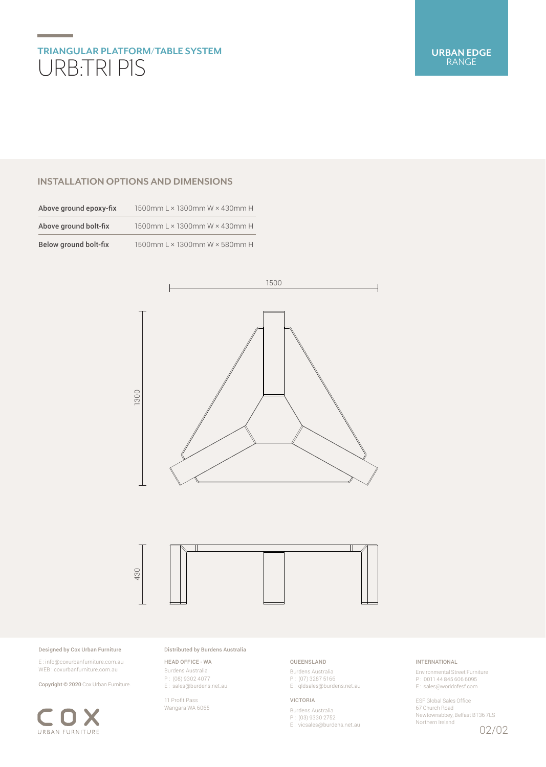TRIANGULAR PLATFORM/TABLE SYSTEM

# URB:TRI P1S

**URBAN EDGE** RANGE

## INSTALLATION OPTIONS AND DIMENSIONS

| | |
|---|---|
| **Above ground epoxy-fix** | 1500mm L × 1300mm W × 430mm H |
| **Above ground bolt-fix** | 1500mm L × 1300mm W × 430mm H |
| **Below ground bolt-fix** | 1500mm L × 1300mm W × 580mm H |

1500

1300

430

**Designed by Cox Urban Furniture**

E : info@coxurbanfurniture.com.au
WEB : coxurbanfurniture.com.au

**Copyright © 2020** Cox Urban Furniture.

COX
URBAN FURNITURE

**Distributed by Burdens Australia**

HEAD OFFICE - WA
Burdens Australia
P : (08) 9302 4077
E : sales@burdens.net.au

11 Profit Pass
Wangara WA 6065

QUEENSLAND
Burdens Australia
P : (07) 3287 5166
E : qldsales@burdens.net.au

VICTORIA
Burdens Australia
P : (03) 9330 2752
E : vicsales@burdens.net.au

INTERNATIONAL
Environmental Street Furniture
P : 0011 44 845 606 6095
E : sales@worldofesf.com

ESF Global Sales Office
67 Church Road
Newtownabbey, Belfast BT36 7LS
Northern Ireland